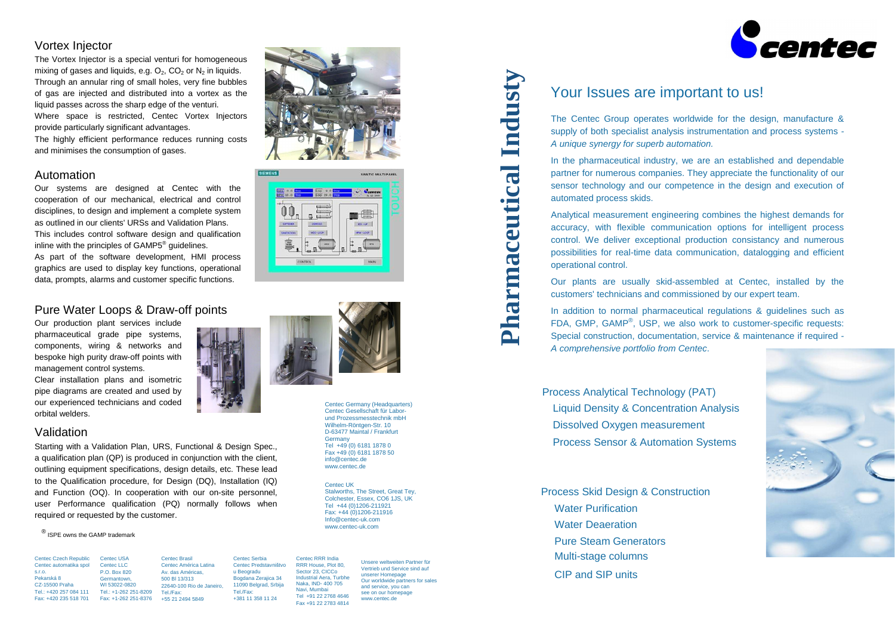## Vortex Injector

The Vortex Injector is a special venturi for homogeneous mixing of gases and liquids, e.g. $O_2$, $CO_2$ or $N_2$ in liquids. Through an annular ring of small holes, very fine bubbles of gas are injected and distributed into a vortex as the liquid passes across the sharp edge of the venturi.

Where space is restricted, Centec Vortex Injectors provide particularly significant advantages.

The highly efficient performance reduces running costs and minimises the consumption of gases.

## Automation

Our systems are designed at Centec with the cooperation of our mechanical, electrical and control disciplines, to design and implement a complete system as outlined in our clients' URSs and Validation Plans.

This includes control software design and qualification inline with the principles of GAMP5® guidelines.

As part of the software development, HMI process graphics are used to display key functions, operational data, prompts, alarms and customer specific functions.

## Pure Water Loops & Draw-off points

Our production plant services include pharmaceutical grade pipe systems, components, wiring & networks and bespoke high purity draw-off points with management control systems.

Clear installation plans and isometric pipe diagrams are created and used by our experienced technicians and coded orbital welders.

## Validation

Starting with a Validation Plan, URS, Functional & Design Spec., a qualification plan (QP) is produced in conjunction with the client, outlining equipment specifications, design details, etc. These lead to the Qualification procedure, for Design (DQ), Installation (IQ) and Function (OQ). In cooperation with our on-site personnel, user Performance qualification (PQ) normally follows when required or requested by the customer.

® ISPE owns the GAMP trademark

Centec Germany (Headquarters)
Centec Gesellschaft für Labor- und Prozessmesstechnik mbH
Wilhelm-Röntgen-Str. 10
D-63477 Maintal / Frankfurt
Germany
Tel +49 (0) 6181 1878 0
Fax +49 (0) 6181 1878 50
info@centec.de
www.centec.de

Centec UK
Stalworths, The Street, Great Tey,
Colchester, Essex, CO6 1JS, UK
Tel +44 (0)1206-211921
Fax: +44 (0)1206-211916
Info@centec-uk.com
www.centec-uk.com

Centec Czech Republic
Centec automatika spol s.r.o.
Pekarská 8
CZ-15500 Praha
Tel.: +420 257 084 111
Fax: +420 235 518 701

Centec USA
Centec LLC
P.O. Box 820
Germantown,
WI 53022-0820
Tel.: +1-262 251-8209
Fax: +1-262 251-8376

Centec Brasil
Centec América Latina
Av. das Américas,
500 Bl 13/313
22640-100 Rio de Janeiro,
Tel./Fax:
+55 21 2494 5849

Centec Serbia
Centec Predstavništvo u Beogradu
Bogdana Zerajica 34
11090 Belgrad, Srbija
Tel./Fax:
+381 11 358 11 24

Centec RRR India
RRR House, Plot 80,
Sector 23, CICCo
Industrial Aera, Turbhe
Naka, IND- 400 705
Navi, Mumbai
Tel +91 22 2768 4646
Fax +91 22 2783 4814

Unsere weltweiten Partner für Vertrieb und Service sind auf unserer Homepage
Our worldwide partners for sales and service, you can see on our homepage
www.centec.de

# Pharmaceutical Industy

centec

## Your Issues are important to us!

The Centec Group operates worldwide for the design, manufacture & supply of both specialist analysis instrumentation and process systems - *A unique synergy for superb automation.*

In the pharmaceutical industry, we are an established and dependable partner for numerous companies. They appreciate the functionality of our sensor technology and our competence in the design and execution of automated process skids.

Analytical measurement engineering combines the highest demands for accuracy, with flexible communication options for intelligent process control. We deliver exceptional production consistancy and numerous possibilities for real-time data communication, datalogging and efficient operational control.

Our plants are usually skid-assembled at Centec, installed by the customers' technicians and commissioned by our expert team.

In addition to normal pharmaceutical regulations & guidelines such as FDA, GMP, GAMP®, USP, we also work to customer-specific requests: Special construction, documentation, service & maintenance if required - *A comprehensive portfolio from Centec*.

Process Analytical Technology (PAT)
- Liquid Density & Concentration Analysis
- Dissolved Oxygen measurement
- Process Sensor & Automation Systems

Process Skid Design & Construction
- Water Purification
- Water Deaeration
- Pure Steam Generators
- Multi-stage columns
- CIP and SIP units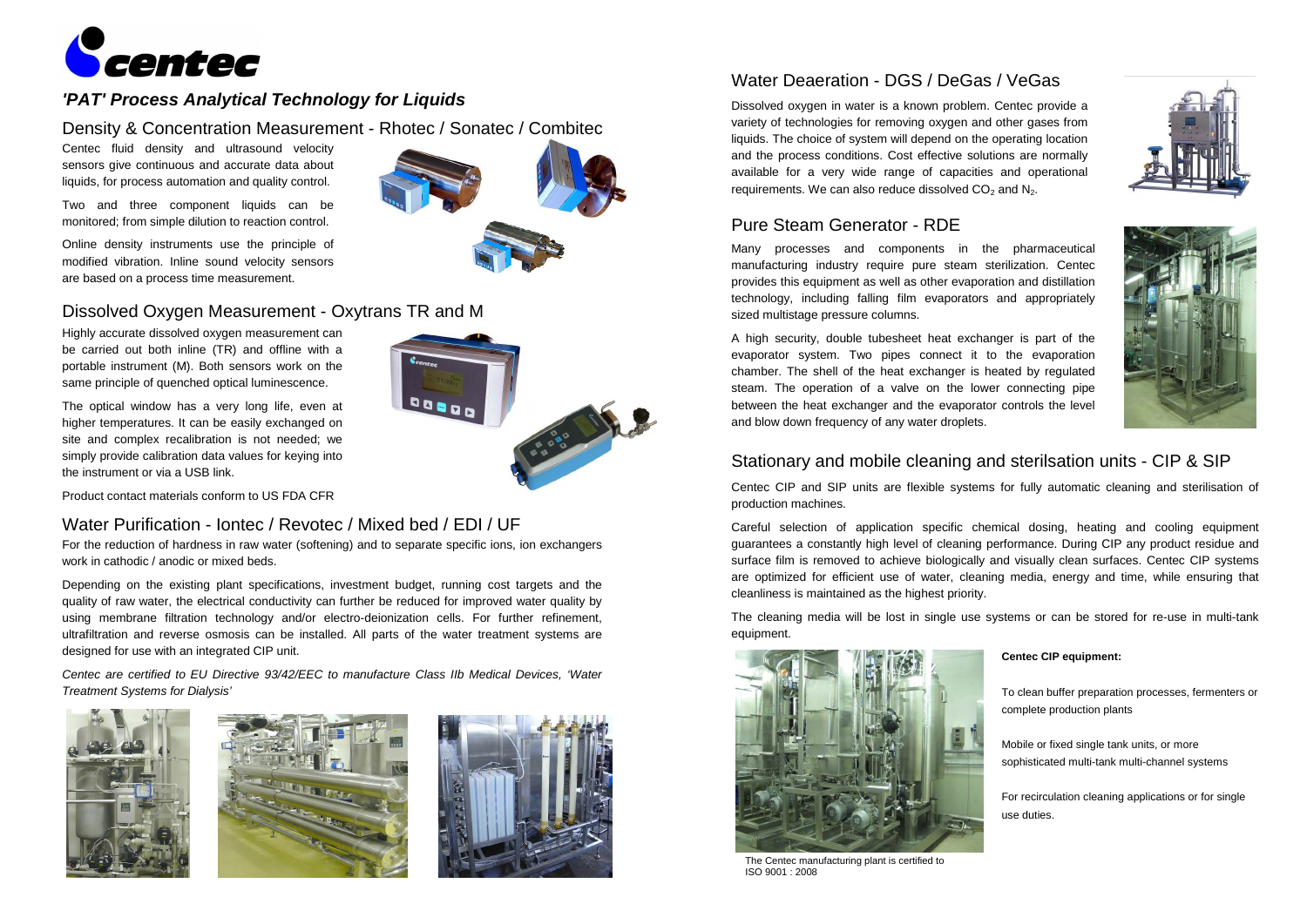# 'PAT' Process Analytical Technology for Liquids

## Density & Concentration Measurement - Rhotec / Sonatec / Combitec

Centec fluid density and ultrasound velocity sensors give continuous and accurate data about liquids, for process automation and quality control.

Two and three component liquids can be monitored; from simple dilution to reaction control.

Online density instruments use the principle of modified vibration. Inline sound velocity sensors are based on a process time measurement.

## Dissolved Oxygen Measurement - Oxytrans TR and M

Highly accurate dissolved oxygen measurement can be carried out both inline (TR) and offline with a portable instrument (M). Both sensors work on the same principle of quenched optical luminescence.

The optical window has a very long life, even at higher temperatures. It can be easily exchanged on site and complex recalibration is not needed; we simply provide calibration data values for keying into the instrument or via a USB link.

Product contact materials conform to US FDA CFR

## Water Purification - Iontec / Revotec / Mixed bed / EDI / UF

For the reduction of hardness in raw water (softening) and to separate specific ions, ion exchangers work in cathodic / anodic or mixed beds.

Depending on the existing plant specifications, investment budget, running cost targets and the quality of raw water, the electrical conductivity can further be reduced for improved water quality by using membrane filtration technology and/or electro-deionization cells. For further refinement, ultrafiltration and reverse osmosis can be installed. All parts of the water treatment systems are designed for use with an integrated CIP unit.

*Centec are certified to EU Directive 93/42/EEC to manufacture Class IIb Medical Devices, 'Water Treatment Systems for Dialysis'*

## Water Deaeration - DGS / DeGas / VeGas

Dissolved oxygen in water is a known problem. Centec provide a variety of technologies for removing oxygen and other gases from liquids. The choice of system will depend on the operating location and the process conditions. Cost effective solutions are normally available for a very wide range of capacities and operational requirements. We can also reduce dissolved $CO_2$ and $N_2$.

## Pure Steam Generator - RDE

Many processes and components in the pharmaceutical manufacturing industry require pure steam sterilization. Centec provides this equipment as well as other evaporation and distillation technology, including falling film evaporators and appropriately sized multistage pressure columns.

A high security, double tubesheet heat exchanger is part of the evaporator system. Two pipes connect it to the evaporation chamber. The shell of the heat exchanger is heated by regulated steam. The operation of a valve on the lower connecting pipe between the heat exchanger and the evaporator controls the level and blow down frequency of any water droplets.

## Stationary and mobile cleaning and sterilsation units - CIP & SIP

Centec CIP and SIP units are flexible systems for fully automatic cleaning and sterilisation of production machines.

Careful selection of application specific chemical dosing, heating and cooling equipment guarantees a constantly high level of cleaning performance. During CIP any product residue and surface film is removed to achieve biologically and visually clean surfaces. Centec CIP systems are optimized for efficient use of water, cleaning media, energy and time, while ensuring that cleanliness is maintained as the highest priority.

The cleaning media will be lost in single use systems or can be stored for re-use in multi-tank equipment.

The Centec manufacturing plant is certified to ISO 9001 : 2008

**Centec CIP equipment:**

To clean buffer preparation processes, fermenters or complete production plants

Mobile or fixed single tank units, or more sophisticated multi-tank multi-channel systems

For recirculation cleaning applications or for single use duties.